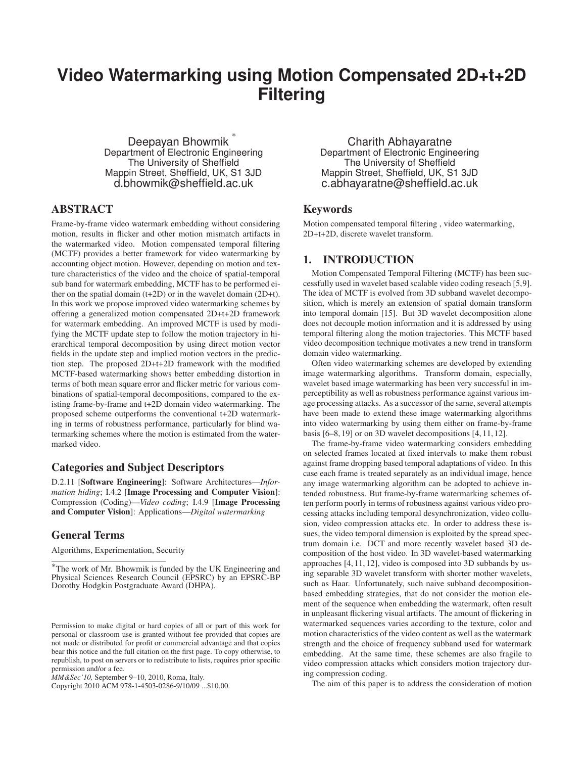# Video Watermarking using Motion Compensated 2D+t+2D Filtering

Deepayan Bhowmik [*]
Department of Electronic Engineering
The University of Sheffield
Mappin Street, Sheffield, UK, S1 3JD
d.bhowmik@sheffield.ac.uk

Charith Abhayaratne
Department of Electronic Engineering
The University of Sheffield
Mappin Street, Sheffield, UK, S1 3JD
c.abhayaratne@sheffield.ac.uk

## ABSTRACT

Frame-by-frame video watermark embedding without considering motion, results in flicker and other motion mismatch artifacts in the watermarked video. Motion compensated temporal filtering (MCTF) provides a better framework for video watermarking by accounting object motion. However, depending on motion and texture characteristics of the video and the choice of spatial-temporal sub band for watermark embedding, MCTF has to be performed either on the spatial domain (t+2D) or in the wavelet domain (2D+t). In this work we propose improved video watermarking schemes by offering a generalized motion compensated 2D+t+2D framework for watermark embedding. An improved MCTF is used by modifying the MCTF update step to follow the motion trajectory in hierarchical temporal decomposition by using direct motion vector fields in the update step and implied motion vectors in the prediction step. The proposed 2D+t+2D framework with the modified MCTF-based watermarking shows better embedding distortion in terms of both mean square error and flicker metric for various combinations of spatial-temporal decompositions, compared to the existing frame-by-frame and t+2D domain video watermarking. The proposed scheme outperforms the conventional t+2D watermarking in terms of robustness performance, particularly for blind watermarking schemes where the motion is estimated from the watermarked video.

## Categories and Subject Descriptors

D.2.11 [**Software Engineering**]: Software Architectures—*Information hiding*; I.4.2 [**Image Processing and Computer Vision**]: Compression (Coding)—*Video coding*; I.4.9 [**Image Processing and Computer Vision**]: Applications—*Digital watermarking*

## General Terms

Algorithms, Experimentation, Security

[*]The work of Mr. Bhowmik is funded by the UK Engineering and Physical Sciences Research Council (EPSRC) by an EPSRC-BP Dorothy Hodgkin Postgraduate Award (DHPA).

Permission to make digital or hard copies of all or part of this work for personal or classroom use is granted without fee provided that copies are not made or distributed for profit or commercial advantage and that copies bear this notice and the full citation on the first page. To copy otherwise, to republish, to post on servers or to redistribute to lists, requires prior specific permission and/or a fee.
*MM&Sec'10,* September 9–10, 2010, Roma, Italy.
Copyright 2010 ACM 978-1-4503-0286-9/10/09 ...$10.00.

## Keywords

Motion compensated temporal filtering , video watermarking, 2D+t+2D, discrete wavelet transform.

## 1. INTRODUCTION

Motion Compensated Temporal Filtering (MCTF) has been successfully used in wavelet based scalable video coding reseach [5,9]. The idea of MCTF is evolved from 3D subband wavelet decomposition, which is merely an extension of spatial domain transform into temporal domain [15]. But 3D wavelet decomposition alone does not decouple motion information and it is addressed by using temporal filtering along the motion trajectories. This MCTF based video decomposition technique motivates a new trend in transform domain video watermarking.

Often video watermarking schemes are developed by extending image watermarking algorithms. Transform domain, especially, wavelet based image watermarking has been very successful in imperceptibility as well as robustness performance against various image processing attacks. As a successor of the same, several attempts have been made to extend these image watermarking algorithms into video watermarking by using them either on frame-by-frame basis [6–8, 19] or on 3D wavelet decompositions [4, 11, 12].

The frame-by-frame video watermarking considers embedding on selected frames located at fixed intervals to make them robust against frame dropping based temporal adaptations of video. In this case each frame is treated separately as an individual image, hence any image watermarking algorithm can be adopted to achieve intended robustness. But frame-by-frame watermarking schemes often perform poorly in terms of robustness against various video processing attacks including temporal desynchronization, video collusion, video compression attacks etc. In order to address these issues, the video temporal dimension is exploited by the spread spectrum domain i.e. DCT and more recently wavelet based 3D decomposition of the host video. In 3D wavelet-based watermarking approaches [4, 11, 12], video is composed into 3D subbands by using separable 3D wavelet transform with shorter mother wavelets, such as Haar. Unfortunately, such naive subband decomposition-based embedding strategies, that do not consider the motion element of the sequence when embedding the watermark, often result in unpleasant flickering visual artifacts. The amount of flickering in watermarked sequences varies according to the texture, color and motion characteristics of the video content as well as the watermark strength and the choice of frequency subband used for watermark embedding. At the same time, these schemes are also fragile to video compression attacks which considers motion trajectory during compression coding.

The aim of this paper is to address the consideration of motion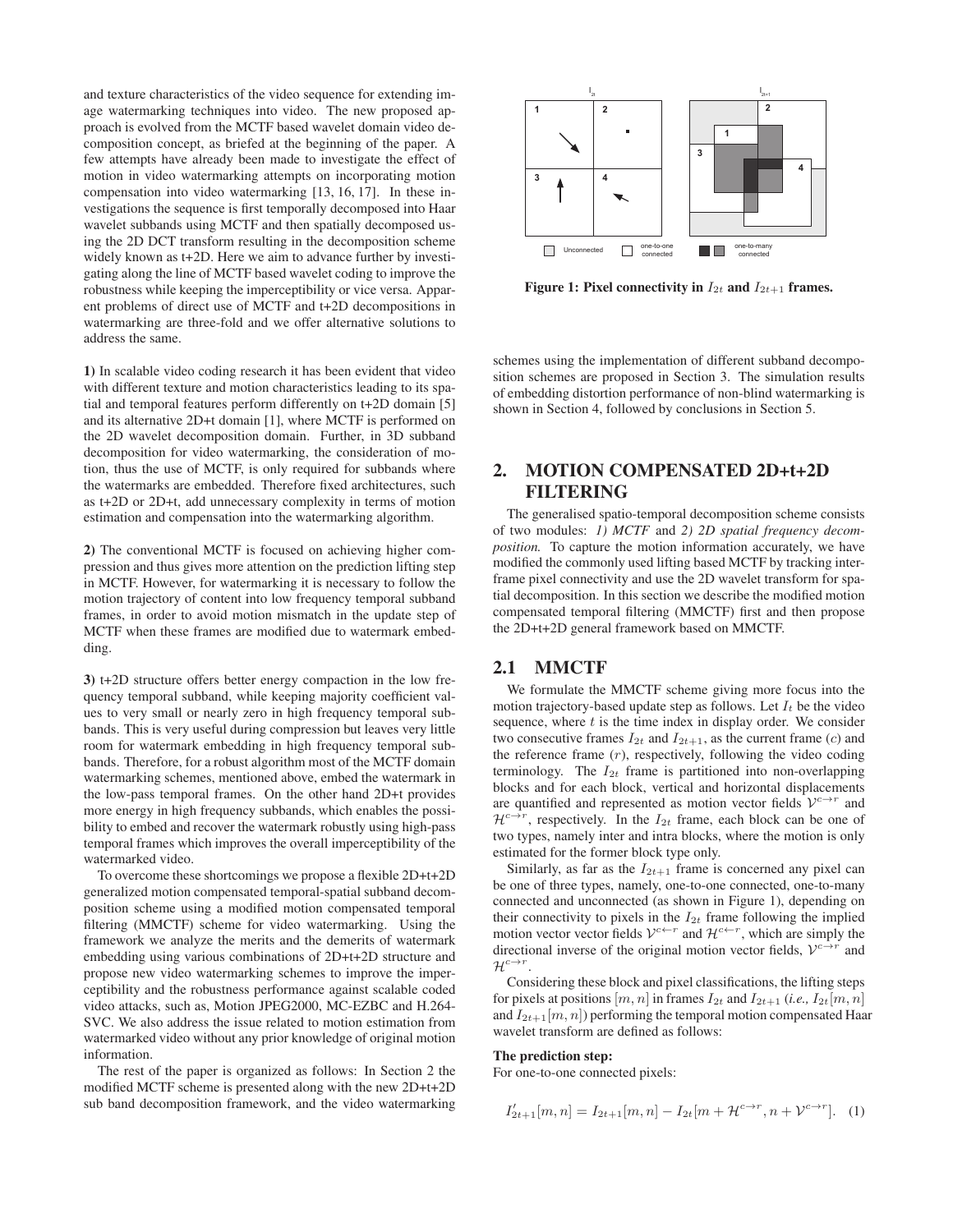and texture characteristics of the video sequence for extending image watermarking techniques into video. The new proposed approach is evolved from the MCTF based wavelet domain video decomposition concept, as briefed at the beginning of the paper. A few attempts have already been made to investigate the effect of motion in video watermarking attempts on incorporating motion compensation into video watermarking [13, 16, 17]. In these investigations the sequence is first temporally decomposed into Haar wavelet subbands using MCTF and then spatially decomposed using the 2D DCT transform resulting in the decomposition scheme widely known as t+2D. Here we aim to advance further by investigating along the line of MCTF based wavelet coding to improve the robustness while keeping the imperceptibility or vice versa. Apparent problems of direct use of MCTF and t+2D decompositions in watermarking are three-fold and we offer alternative solutions to address the same.

**1)** In scalable video coding research it has been evident that video with different texture and motion characteristics leading to its spatial and temporal features perform differently on t+2D domain [5] and its alternative 2D+t domain [1], where MCTF is performed on the 2D wavelet decomposition domain. Further, in 3D subband decomposition for video watermarking, the consideration of motion, thus the use of MCTF, is only required for subbands where the watermarks are embedded. Therefore fixed architectures, such as t+2D or 2D+t, add unnecessary complexity in terms of motion estimation and compensation into the watermarking algorithm.

**2)** The conventional MCTF is focused on achieving higher compression and thus gives more attention on the prediction lifting step in MCTF. However, for watermarking it is necessary to follow the motion trajectory of content into low frequency temporal subband frames, in order to avoid motion mismatch in the update step of MCTF when these frames are modified due to watermark embedding.

**3)** t+2D structure offers better energy compaction in the low frequency temporal subband, while keeping majority coefficient values to very small or nearly zero in high frequency temporal subbands. This is very useful during compression but leaves very little room for watermark embedding in high frequency temporal subbands. Therefore, for a robust algorithm most of the MCTF domain watermarking schemes, mentioned above, embed the watermark in the low-pass temporal frames. On the other hand 2D+t provides more energy in high frequency subbands, which enables the possibility to embed and recover the watermark robustly using high-pass temporal frames which improves the overall imperceptibility of the watermarked video.

To overcome these shortcomings we propose a flexible 2D+t+2D generalized motion compensated temporal-spatial subband decomposition scheme using a modified motion compensated temporal filtering (MMCTF) scheme for video watermarking. Using the framework we analyze the merits and the demerits of watermark embedding using various combinations of 2D+t+2D structure and propose new video watermarking schemes to improve the imperceptibility and the robustness performance against scalable coded video attacks, such as, Motion JPEG2000, MC-EZBC and H.264-SVC. We also address the issue related to motion estimation from watermarked video without any prior knowledge of original motion information.

The rest of the paper is organized as follows: In Section 2 the modified MCTF scheme is presented along with the new 2D+t+2D sub band decomposition framework, and the video watermarking schemes using the implementation of different subband decomposition schemes are proposed in Section 3. The simulation results of embedding distortion performance of non-blind watermarking is shown in Section 4, followed by conclusions in Section 5.

**Figure 1: Pixel connectivity in $I_{2t}$ and $I_{2t+1}$ frames.**

## 2. MOTION COMPENSATED 2D+t+2D FILTERING

The generalised spatio-temporal decomposition scheme consists of two modules: *1) MCTF* and *2) 2D spatial frequency decomposition.* To capture the motion information accurately, we have modified the commonly used lifting based MCTF by tracking interframe pixel connectivity and use the 2D wavelet transform for spatial decomposition. In this section we describe the modified motion compensated temporal filtering (MMCTF) first and then propose the 2D+t+2D general framework based on MMCTF.

### 2.1 MMCTF

We formulate the MMCTF scheme giving more focus into the motion trajectory-based update step as follows. Let $I_t$ be the video sequence, where $t$ is the time index in display order. We consider two consecutive frames $I_{2t}$ and $I_{2t+1}$, as the current frame ($c$) and the reference frame ($r$), respectively, following the video coding terminology. The $I_{2t}$ frame is partitioned into non-overlapping blocks and for each block, vertical and horizontal displacements are quantified and represented as motion vector fields $\mathcal{V}^{c\rightarrow r}$ and $\mathcal{H}^{c\rightarrow r}$, respectively. In the $I_{2t}$ frame, each block can be one of two types, namely inter and intra blocks, where the motion is only estimated for the former block type only.

Similarly, as far as the $I_{2t+1}$ frame is concerned any pixel can be one of three types, namely, one-to-one connected, one-to-many connected and unconnected (as shown in Figure 1), depending on their connectivity to pixels in the $I_{2t}$ frame following the implied motion vector vector fields $\mathcal{V}^{c\leftarrow r}$ and $\mathcal{H}^{c\leftarrow r}$, which are simply the directional inverse of the original motion vector fields, $\mathcal{V}^{c\rightarrow r}$ and $\mathcal{H}^{c\rightarrow r}$.

Considering these block and pixel classifications, the lifting steps for pixels at positions $[m, n]$ in frames $I_{2t}$ and $I_{2t+1}$ (*i.e., $I_{2t}[m, n]$* and $I_{2t+1}[m, n]$) performing the temporal motion compensated Haar wavelet transform are defined as follows:

**The prediction step:**
For one-to-one connected pixels:

$$I'_{2t+1}[m, n] = I_{2t+1}[m, n] - I_{2t}[m + \mathcal{H}^{c\rightarrow r}, n + \mathcal{V}^{c\rightarrow r}]. \quad (1)$$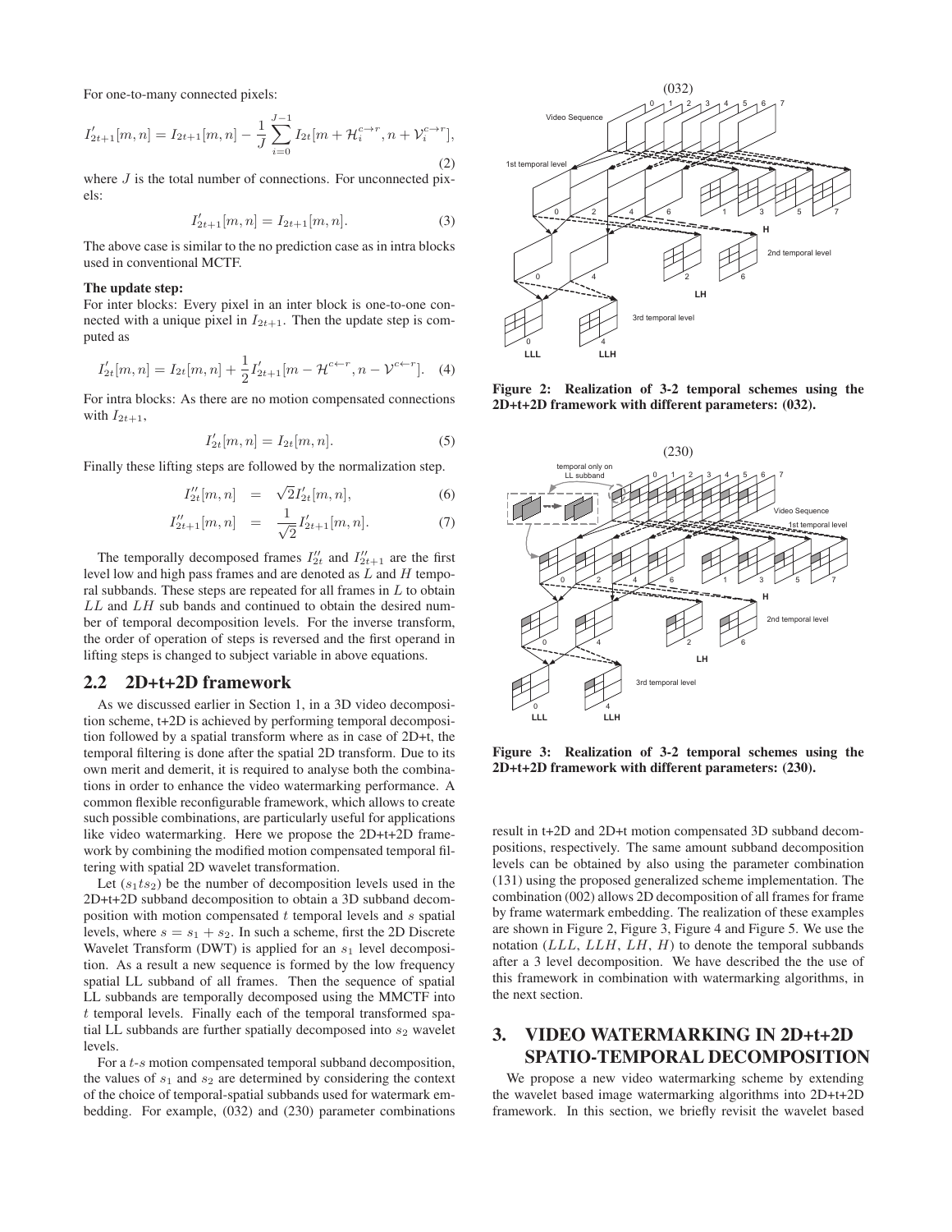For one-to-many connected pixels:

$$I'_{2t+1}[m,n] = I_{2t+1}[m,n] - \frac{1}{J}\sum_{i=0}^{J-1} I_{2t}[m+\mathcal{H}_i^{c\to r}, n+\mathcal{V}_i^{c\to r}], \quad (2)$$

where $J$ is the total number of connections. For unconnected pixels:

$$I'_{2t+1}[m,n] = I_{2t+1}[m,n]. \quad (3)$$

The above case is similar to the no prediction case as in intra blocks used in conventional MCTF.

**The update step:**

For inter blocks: Every pixel in an inter block is one-to-one connected with a unique pixel in $I_{2t+1}$. Then the update step is computed as

$$I'_{2t}[m,n] = I_{2t}[m,n] + \frac{1}{2} I'_{2t+1}[m-\mathcal{H}^{c\leftarrow r}, n-\mathcal{V}^{c\leftarrow r}]. \quad (4)$$

For intra blocks: As there are no motion compensated connections with $I_{2t+1}$,

$$I'_{2t}[m,n] = I_{2t}[m,n]. \quad (5)$$

Finally these lifting steps are followed by the normalization step.

$$I''_{2t}[m,n] = \sqrt{2} I'_{2t}[m,n], \quad (6)$$

$$I''_{2t+1}[m,n] = \frac{1}{\sqrt{2}} I'_{2t+1}[m,n]. \quad (7)$$

The temporally decomposed frames $I''_{2t}$ and $I''_{2t+1}$ are the first level low and high pass frames and are denoted as $L$ and $H$ temporal subbands. These steps are repeated for all frames in $L$ to obtain $LL$ and $LH$ sub bands and continued to obtain the desired number of temporal decomposition levels. For the inverse transform, the order of operation of steps is reversed and the first operand in lifting steps is changed to subject variable in above equations.

## 2.2 2D+t+2D framework

As we discussed earlier in Section 1, in a 3D video decomposition scheme, t+2D is achieved by performing temporal decomposition followed by a spatial transform where as in case of 2D+t, the temporal filtering is done after the spatial 2D transform. Due to its own merit and demerit, it is required to analyse both the combinations in order to enhance the video watermarking performance. A common flexible reconfigurable framework, which allows to create such possible combinations, are particularly useful for applications like video watermarking. Here we propose the 2D+t+2D framework by combining the modified motion compensated temporal filtering with spatial 2D wavelet transformation.

Let ($s_1 t s_2$) be the number of decomposition levels used in the 2D+t+2D subband decomposition to obtain a 3D subband decomposition with motion compensated $t$ temporal levels and $s$ spatial levels, where $s = s_1 + s_2$. In such a scheme, first the 2D Discrete Wavelet Transform (DWT) is applied for an $s_1$ level decomposition. As a result a new sequence is formed by the low frequency spatial LL subband of all frames. Then the sequence of spatial LL subbands are temporally decomposed using the MMCTF into $t$ temporal levels. Finally each of the temporal transformed spatial LL subbands are further spatially decomposed into $s_2$ wavelet levels.

For a $t$-$s$ motion compensated temporal subband decomposition, the values of $s_1$ and $s_2$ are determined by considering the context of the choice of temporal-spatial subbands used for watermark embedding. For example, (032) and (230) parameter combinations result in t+2D and 2D+t motion compensated 3D subband decompositions, respectively. The same amount subband decomposition levels can be obtained by also using the parameter combination (131) using the proposed generalized scheme implementation. The combination (002) allows 2D decomposition of all frames for frame by frame watermark embedding. The realization of these examples are shown in Figure 2, Figure 3, Figure 4 and Figure 5. We use the notation ($LLL$, $LLH$, $LH$, $H$) to denote the temporal subbands after a 3 level decomposition. We have described the the use of this framework in combination with watermarking algorithms, in the next section.

**Figure 2: Realization of 3-2 temporal schemes using the 2D+t+2D framework with different parameters: (032).**

**Figure 3: Realization of 3-2 temporal schemes using the 2D+t+2D framework with different parameters: (230).**

# 3. VIDEO WATERMARKING IN 2D+t+2D SPATIO-TEMPORAL DECOMPOSITION

We propose a new video watermarking scheme by extending the wavelet based image watermarking algorithms into 2D+t+2D framework. In this section, we briefly revisit the wavelet based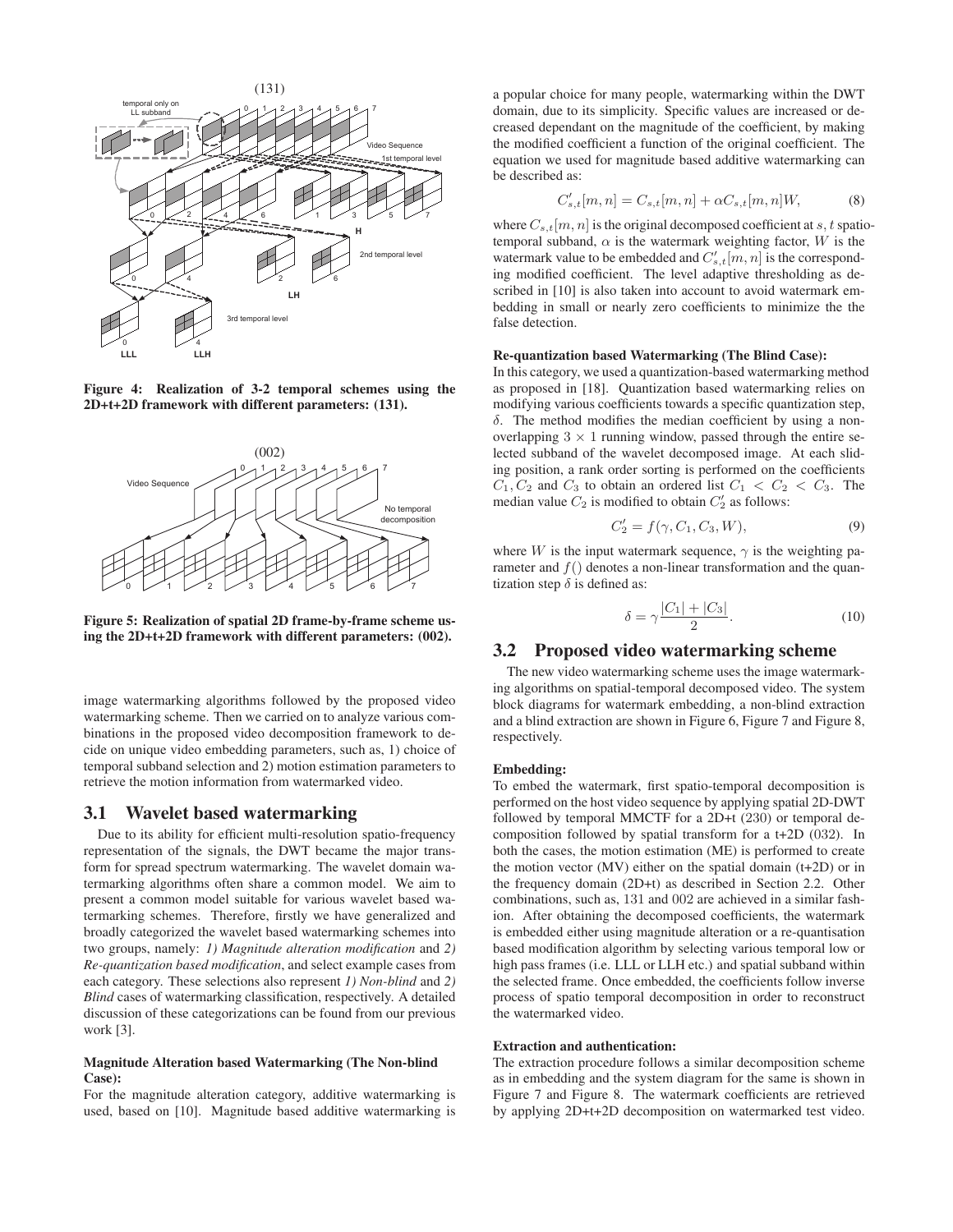Figure 4: Realization of 3-2 temporal schemes using the 2D+t+2D framework with different parameters: (131).

Figure 5: Realization of spatial 2D frame-by-frame scheme using the 2D+t+2D framework with different parameters: (002).

image watermarking algorithms followed by the proposed video watermarking scheme. Then we carried on to analyze various combinations in the proposed video decomposition framework to decide on unique video embedding parameters, such as, 1) choice of temporal subband selection and 2) motion estimation parameters to retrieve the motion information from watermarked video.

## 3.1 Wavelet based watermarking

Due to its ability for efficient multi-resolution spatio-frequency representation of the signals, the DWT became the major transform for spread spectrum watermarking. The wavelet domain watermarking algorithms often share a common model. We aim to present a common model suitable for various wavelet based watermarking schemes. Therefore, firstly we have generalized and broadly categorized the wavelet based watermarking schemes into two groups, namely: *1) Magnitude alteration modification* and *2) Re-quantization based modification*, and select example cases from each category. These selections also represent *1) Non-blind* and *2) Blind* cases of watermarking classification, respectively. A detailed discussion of these categorizations can be found from our previous work [3].

**Magnitude Alteration based Watermarking (The Non-blind Case):**

For the magnitude alteration category, additive watermarking is used, based on [10]. Magnitude based additive watermarking is a popular choice for many people, watermarking within the DWT domain, due to its simplicity. Specific values are increased or decreased dependant on the magnitude of the coefficient, by making the modified coefficient a function of the original coefficient. The equation we used for magnitude based additive watermarking can be described as:

$$C'_{s,t}[m,n] = C_{s,t}[m,n] + \alpha C_{s,t}[m,n]W, \qquad (8)$$

where $C_{s,t}[m,n]$ is the original decomposed coefficient at $s,t$ spatio-temporal subband, $\alpha$ is the watermark weighting factor, $W$ is the watermark value to be embedded and $C'_{s,t}[m,n]$ is the corresponding modified coefficient. The level adaptive thresholding as described in [10] is also taken into account to avoid watermark embedding in small or nearly zero coefficients to minimize the the false detection.

**Re-quantization based Watermarking (The Blind Case):**

In this category, we used a quantization-based watermarking method as proposed in [18]. Quantization based watermarking relies on modifying various coefficients towards a specific quantization step, $\delta$. The method modifies the median coefficient by using a non-overlapping $3 \times 1$ running window, passed through the entire selected subband of the wavelet decomposed image. At each sliding position, a rank order sorting is performed on the coefficients $C_1, C_2$ and $C_3$ to obtain an ordered list $C_1 < C_2 < C_3$. The median value $C_2$ is modified to obtain $C'_2$ as follows:

$$C'_2 = f(\gamma, C_1, C_3, W), \qquad (9)$$

where $W$ is the input watermark sequence, $\gamma$ is the weighting parameter and $f()$ denotes a non-linear transformation and the quantization step $\delta$ is defined as:

$$\delta = \gamma \frac{|C_1| + |C_3|}{2}. \qquad (10)$$

## 3.2 Proposed video watermarking scheme

The new video watermarking scheme uses the image watermarking algorithms on spatial-temporal decomposed video. The system block diagrams for watermark embedding, a non-blind extraction and a blind extraction are shown in Figure 6, Figure 7 and Figure 8, respectively.

**Embedding:**

To embed the watermark, first spatio-temporal decomposition is performed on the host video sequence by applying spatial 2D-DWT followed by temporal MMCTF for a 2D+t (230) or temporal decomposition followed by spatial transform for a t+2D (032). In both the cases, the motion estimation (ME) is performed to create the motion vector (MV) either on the spatial domain (t+2D) or in the frequency domain (2D+t) as described in Section 2.2. Other combinations, such as, 131 and 002 are achieved in a similar fashion. After obtaining the decomposed coefficients, the watermark is embedded either using magnitude alteration or a re-quantisation based modification algorithm by selecting various temporal low or high pass frames (i.e. LLL or LLH etc.) and spatial subband within the selected frame. Once embedded, the coefficients follow inverse process of spatio temporal decomposition in order to reconstruct the watermarked video.

**Extraction and authentication:**

The extraction procedure follows a similar decomposition scheme as in embedding and the system diagram for the same is shown in Figure 7 and Figure 8. The watermark coefficients are retrieved by applying 2D+t+2D decomposition on watermarked test video.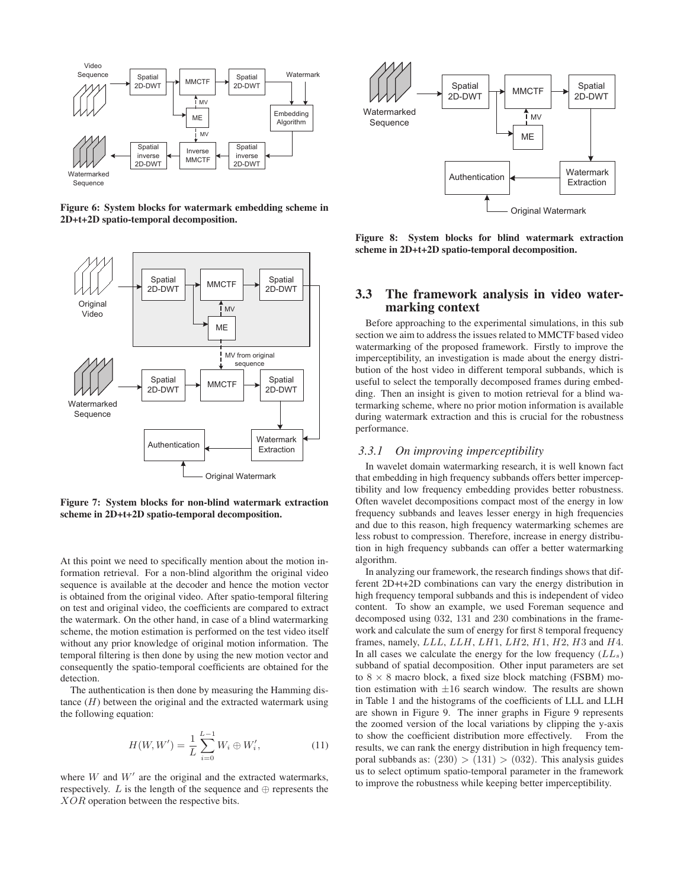Figure 6: System blocks for watermark embedding scheme in 2D+t+2D spatio-temporal decomposition.

Figure 7: System blocks for non-blind watermark extraction scheme in 2D+t+2D spatio-temporal decomposition.

At this point we need to specifically mention about the motion information retrieval. For a non-blind algorithm the original video sequence is available at the decoder and hence the motion vector is obtained from the original video. After spatio-temporal filtering on test and original video, the coefficients are compared to extract the watermark. On the other hand, in case of a blind watermarking scheme, the motion estimation is performed on the test video itself without any prior knowledge of original motion information. The temporal filtering is then done by using the new motion vector and consequently the spatio-temporal coefficients are obtained for the detection.

The authentication is then done by measuring the Hamming distance ($H$) between the original and the extracted watermark using the following equation:

$$H(W, W') = \frac{1}{L} \sum_{i=0}^{L-1} W_i \oplus W'_i, \tag{11}$$

where $W$ and $W'$ are the original and the extracted watermarks, respectively. $L$ is the length of the sequence and $\oplus$ represents the $XOR$ operation between the respective bits.

Figure 8: System blocks for blind watermark extraction scheme in 2D+t+2D spatio-temporal decomposition.

## 3.3 The framework analysis in video watermarking context

Before approaching to the experimental simulations, in this sub section we aim to address the issues related to MMCTF based video watermarking of the proposed framework. Firstly to improve the imperceptibility, an investigation is made about the energy distribution of the host video in different temporal subbands, which is useful to select the temporally decomposed frames during embedding. Then an insight is given to motion retrieval for a blind watermarking scheme, where no prior motion information is available during watermark extraction and this is crucial for the robustness performance.

### *3.3.1 On improving imperceptibility*

In wavelet domain watermarking research, it is well known fact that embedding in high frequency subbands offers better imperceptibility and low frequency embedding provides better robustness. Often wavelet decompositions compact most of the energy in low frequency subbands and leaves lesser energy in high frequencies and due to this reason, high frequency watermarking schemes are less robust to compression. Therefore, increase in energy distribution in high frequency subbands can offer a better watermarking algorithm.

In analyzing our framework, the research findings shows that different 2D+t+2D combinations can vary the energy distribution in high frequency temporal subbands and this is independent of video content. To show an example, we used Foreman sequence and decomposed using 032, 131 and 230 combinations in the framework and calculate the sum of energy for first 8 temporal frequency frames, namely, $LLL$, $LLH$, $LH1$, $LH2$, $H1$, $H2$, $H3$ and $H4$. In all cases we calculate the energy for the low frequency ($LL_s$) subband of spatial decomposition. Other input parameters are set to $8 \times 8$ macro block, a fixed size block matching (FSBM) motion estimation with $\pm 16$ search window. The results are shown in Table 1 and the histograms of the coefficients of LLL and LLH are shown in Figure 9. The inner graphs in Figure 9 represents the zoomed version of the local variations by clipping the y-axis to show the coefficient distribution more effectively. From the results, we can rank the energy distribution in high frequency temporal subbands as: $(230) > (131) > (032)$. This analysis guides us to select optimum spatio-temporal parameter in the framework to improve the robustness while keeping better imperceptibility.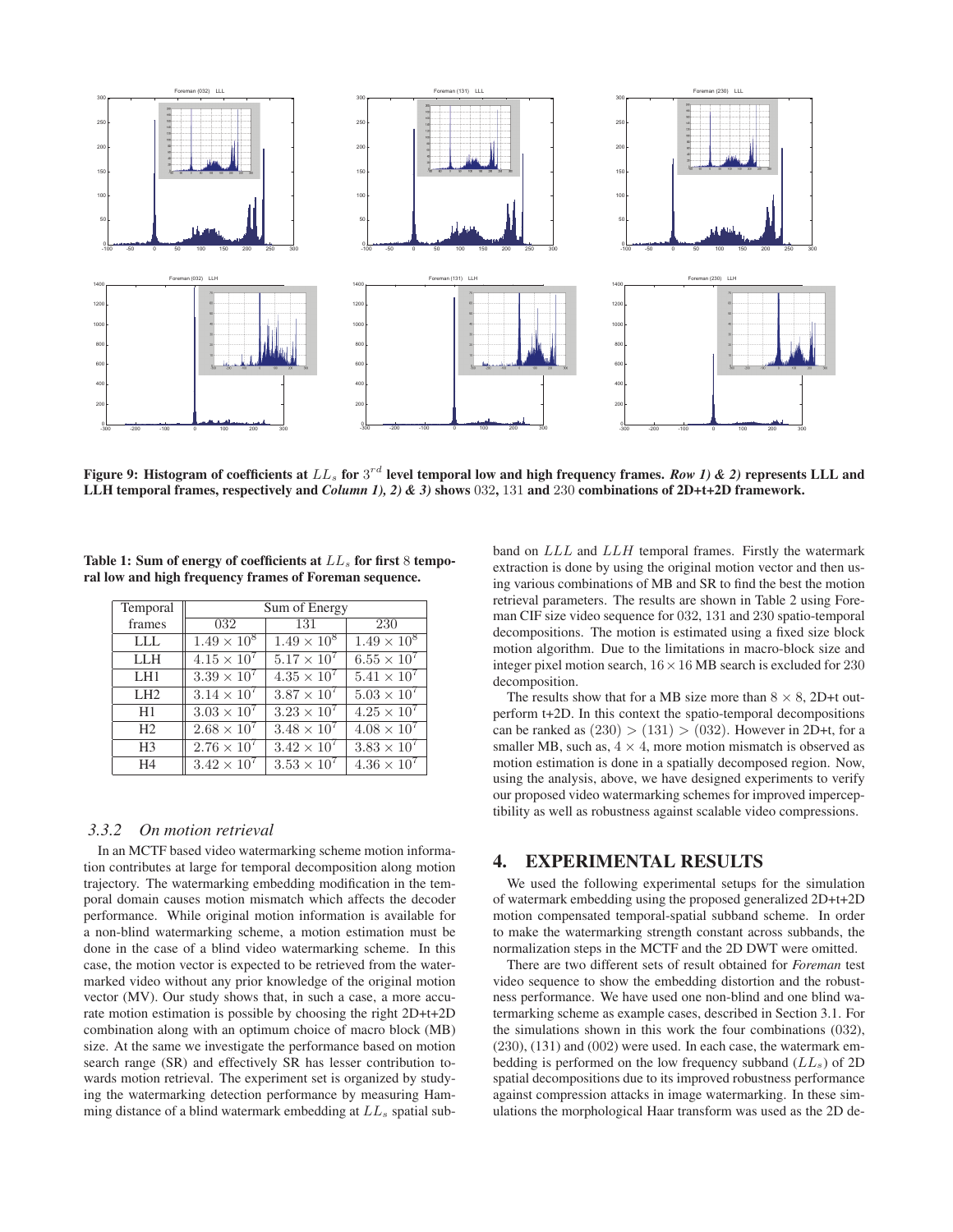**Figure 9: Histogram of coefficients at $LL_s$ for $3^{rd}$ level temporal low and high frequency frames. *Row 1) & 2)* represents LLL and LLH temporal frames, respectively and *Column 1), 2) & 3)* shows 032, 131 and 230 combinations of 2D+t+2D framework.**

**Table 1: Sum of energy of coefficients at $LL_s$ for first 8 temporal low and high frequency frames of Foreman sequence.**

| Temporal frames | Sum of Energy | | |
|---|---|---|---|
| | 032 | 131 | 230 |
| LLL | $1.49 \times 10^8$ | $1.49 \times 10^8$ | $1.49 \times 10^8$ |
| LLH | $4.15 \times 10^7$ | $5.17 \times 10^7$ | $6.55 \times 10^7$ |
| LH1 | $3.39 \times 10^7$ | $4.35 \times 10^7$ | $5.41 \times 10^7$ |
| LH2 | $3.14 \times 10^7$ | $3.87 \times 10^7$ | $5.03 \times 10^7$ |
| H1 | $3.03 \times 10^7$ | $3.23 \times 10^7$ | $4.25 \times 10^7$ |
| H2 | $2.68 \times 10^7$ | $3.48 \times 10^7$ | $4.08 \times 10^7$ |
| H3 | $2.76 \times 10^7$ | $3.42 \times 10^7$ | $3.83 \times 10^7$ |
| H4 | $3.42 \times 10^7$ | $3.53 \times 10^7$ | $4.36 \times 10^7$ |

### *3.3.2 On motion retrieval*

In an MCTF based video watermarking scheme motion information contributes at large for temporal decomposition along motion trajectory. The watermarking embedding modification in the temporal domain causes motion mismatch which affects the decoder performance. While original motion information is available for a non-blind watermarking scheme, a motion estimation must be done in the case of a blind video watermarking scheme. In this case, the motion vector is expected to be retrieved from the watermarked video without any prior knowledge of the original motion vector (MV). Our study shows that, in such a case, a more accurate motion estimation is possible by choosing the right 2D+t+2D combination along with an optimum choice of macro block (MB) size. At the same we investigate the performance based on motion search range (SR) and effectively SR has lesser contribution towards motion retrieval. The experiment set is organized by studying the watermarking detection performance by measuring Hamming distance of a blind watermark embedding at $LL_s$ spatial subband on $LLL$ and $LLH$ temporal frames. Firstly the watermark extraction is done by using the original motion vector and then using various combinations of MB and SR to find the best the motion retrieval parameters. The results are shown in Table 2 using Foreman CIF size video sequence for 032, 131 and 230 spatio-temporal decompositions. The motion is estimated using a fixed size block motion algorithm. Due to the limitations in macro-block size and integer pixel motion search, $16 \times 16$ MB search is excluded for 230 decomposition.

The results show that for a MB size more than $8 \times 8$, 2D+t outperform t+2D. In this context the spatio-temporal decompositions can be ranked as $(230) > (131) > (032)$. However in 2D+t, for a smaller MB, such as, $4 \times 4$, more motion mismatch is observed as motion estimation is done in a spatially decomposed region. Now, using the analysis, above, we have designed experiments to verify our proposed video watermarking schemes for improved imperceptibility as well as robustness against scalable video compressions.

## 4. EXPERIMENTAL RESULTS

We used the following experimental setups for the simulation of watermark embedding using the proposed generalized 2D+t+2D motion compensated temporal-spatial subband scheme. In order to make the watermarking strength constant across subbands, the normalization steps in the MCTF and the 2D DWT were omitted.

There are two different sets of result obtained for *Foreman* test video sequence to show the embedding distortion and the robustness performance. We have used one non-blind and one blind watermarking scheme as example cases, described in Section 3.1. For the simulations shown in this work the four combinations (032), (230), (131) and (002) were used. In each case, the watermark embedding is performed on the low frequency subband ($LL_s$) of 2D spatial decompositions due to its improved robustness performance against compression attacks in image watermarking. In these simulations the morphological Haar transform was used as the 2D de-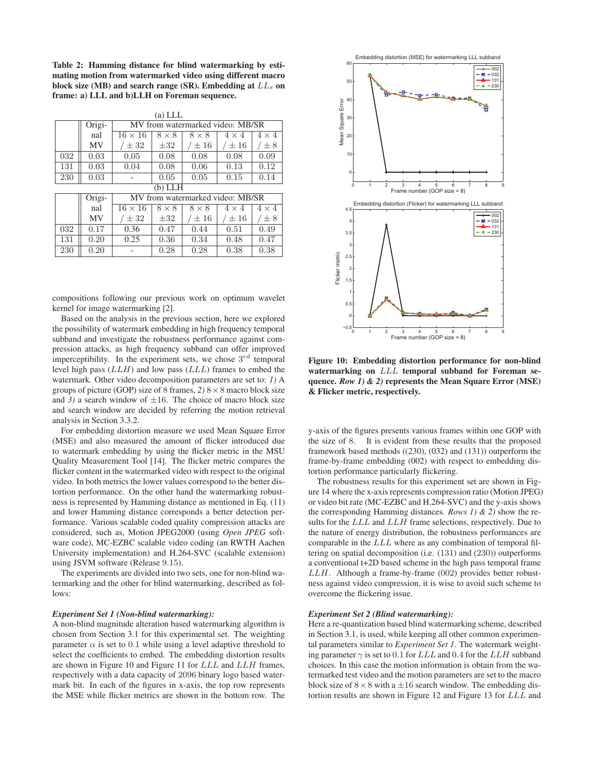**Table 2: Hamming distance for blind watermarking by estimating motion from watermarked video using different macro block size (MB) and search range (SR). Embedding at $LL_s$ on frame: a) LLL and b)LLH on Foreman sequence.**

(a) LLL

| | Original MV | MV from watermarked video: MB/SR | | | | |
|---|---|---|---|---|---|---|
| | | $16 \times 16$ / $\pm 32$ | $8 \times 8$ $\pm 32$ | $8 \times 8$ / $\pm 16$ | $4 \times 4$ / $\pm 16$ | $4 \times 4$ / $\pm 8$ |
| 032 | 0.03 | 0.05 | 0.08 | 0.08 | 0.08 | 0.09 |
| 131 | 0.03 | 0.04 | 0.08 | 0.06 | 0.13 | 0.12 |
| 230 | 0.03 | - | 0.05 | 0.05 | 0.15 | 0.14 |

(b) LLH

| | Original MV | MV from watermarked video: MB/SR | | | | |
|---|---|---|---|---|---|---|
| | | $16 \times 16$ / $\pm 32$ | $8 \times 8$ $\pm 32$ | $8 \times 8$ / $\pm 16$ | $4 \times 4$ / $\pm 16$ | $4 \times 4$ / $\pm 8$ |
| 032 | 0.17 | 0.36 | 0.47 | 0.44 | 0.51 | 0.49 |
| 131 | 0.20 | 0.25 | 0.36 | 0.34 | 0.48 | 0.47 |
| 230 | 0.20 | - | 0.28 | 0.28 | 0.38 | 0.38 |

compositions following our previous work on optimum wavelet kernel for image watermarking [2].

Based on the analysis in the previous section, here we explored the possibility of watermark embedding in high frequency temporal subband and investigate the robustness performance against compression attacks, as high frequency subband can offer improved imperceptibility. In the experiment sets, we chose $3^{rd}$ temporal level high pass ($LLH$) and low pass ($LLL$) frames to embed the watermark. Other video decomposition parameters are set to: *1)* A groups of picture (GOP) size of 8 frames, *2)* $8 \times 8$ macro block size and *3)* a search window of $\pm 16$. The choice of macro block size and search window are decided by referring the motion retrieval analysis in Section 3.3.2.

For embedding distortion measure we used Mean Square Error (MSE) and also measured the amount of flicker introduced due to watermark embedding by using the flicker metric in the MSU Quality Measurement Tool [14]. The flicker metric compares the flicker content in the watermarked video with respect to the original video. In both metrics the lower values correspond to the better distortion performance. On the other hand the watermarking robustness is represented by Hamming distance as mentioned in Eq. (11) and lower Hamming distance corresponds a better detection performance. Various scalable coded quality compression attacks are considered, such as, Motion JPEG2000 (using *Open JPEG* software code), MC-EZBC scalable video coding (an RWTH Aachen University implementation) and H.264-SVC (scalable extension) using JSVM software (Release 9.15).

The experiments are divided into two sets, one for non-blind watermarking and the other for blind watermarking, described as follows:

***Experiment Set 1 (Non-blind watermarking):***
A non-blind magnitude alteration based watermarking algorithm is chosen from Section 3.1 for this experimental set. The weighting parameter $\alpha$ is set to 0.1 while using a level adaptive threshold to select the coefficients to embed. The embedding distortion results are shown in Figure 10 and Figure 11 for $LLL$ and $LLH$ frames, respectively with a data capacity of 2096 binary logo based watermark bit. In each of the figures in x-axis, the top row represents the MSE while flicker metrics are shown in the bottom row. The y-axis of the figures presents various frames within one GOP with the size of 8. It is evident from these results that the proposed framework based methods ((230), (032) and (131)) outperform the frame-by-frame embedding (002) with respect to embedding distortion performance particularly flickering.

**Figure 10: Embedding distortion performance for non-blind watermarking on $LLL$ temporal subband for Foreman sequence. *Row 1) & 2)* represents the Mean Square Error (MSE) & Flicker metric, respectively.**

The robustness results for this experiment set are shown in Figure 14 where the x-axis represents compression ratio (Motion JPEG) or video bit rate (MC-EZBC and H.264-SVC) and the y-axis shows the corresponding Hamming distances. *Rows 1) & 2)* show the results for the $LLL$ and $LLH$ frame selections, respectively. Due to the nature of energy distribution, the robustness performances are comparable in the $LLL$ where as any combination of temporal filtering on spatial decomposition (i.e. (131) and (230)) outperforms a conventional t+2D based scheme in the high pass temporal frame $LLH$. Although a frame-by-frame (002) provides better robustness against video compression, it is wise to avoid such scheme to overcome the flickering issue.

***Experiment Set 2 (Blind watermarking):***
Here a re-quantization based blind watermarking scheme, described in Section 3.1, is used, while keeping all other common experimental parameters similar to *Experiment Set 1*. The watermark weighting parameter $\gamma$ is set to 0.1 for $LLL$ and 0.4 for the $LLH$ subband choices. In this case the motion information is obtain from the watermarked test video and the motion parameters are set to the macro block size of $8 \times 8$ with a $\pm 16$ search window. The embedding distortion results are shown in Figure 12 and Figure 13 for $LLL$ and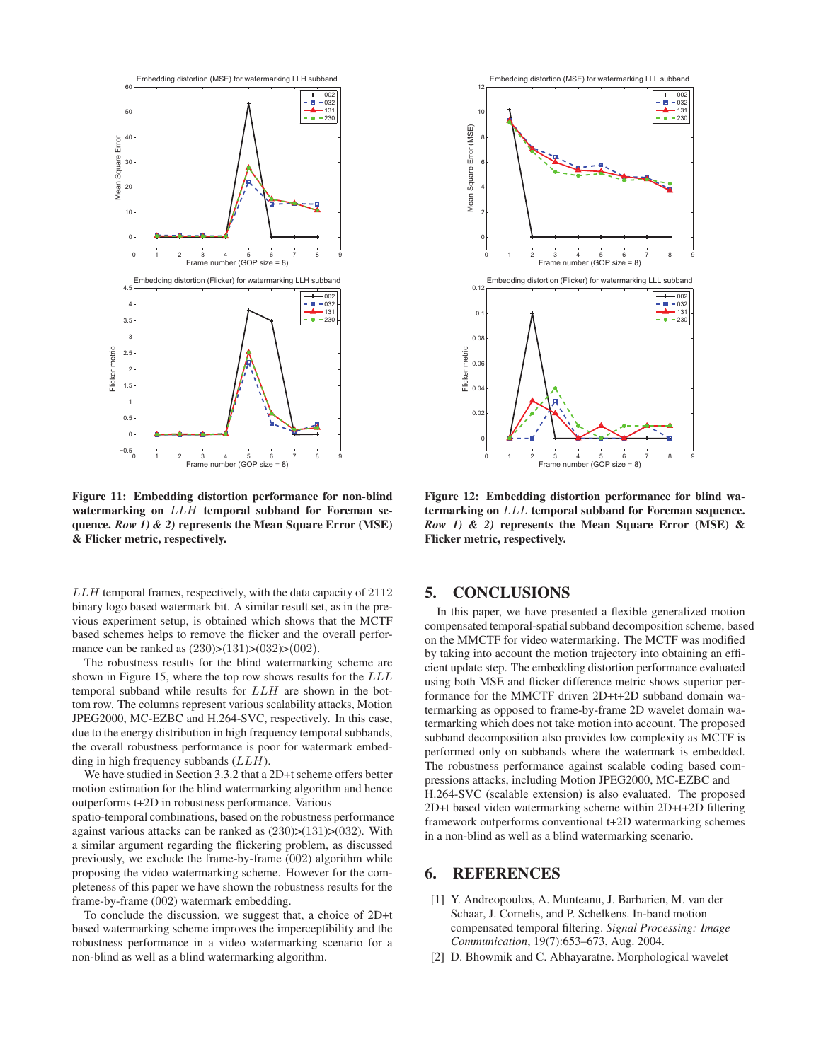**Figure 11: Embedding distortion performance for non-blind watermarking on $LLH$ temporal subband for Foreman sequence. *Row 1) & 2)* represents the Mean Square Error (MSE) & Flicker metric, respectively.**

**Figure 12: Embedding distortion performance for blind watermarking on $LLL$ temporal subband for Foreman sequence. *Row 1) & 2)* represents the Mean Square Error (MSE) & Flicker metric, respectively.**

$LLH$ temporal frames, respectively, with the data capacity of 2112 binary logo based watermark bit. A similar result set, as in the previous experiment setup, is obtained which shows that the MCTF based schemes helps to remove the flicker and the overall performance can be ranked as (230)>(131)>(032)>(002).

The robustness results for the blind watermarking scheme are shown in Figure 15, where the top row shows results for the $LLL$ temporal subband while results for $LLH$ are shown in the bottom row. The columns represent various scalability attacks, Motion JPEG2000, MC-EZBC and H.264-SVC, respectively. In this case, due to the energy distribution in high frequency temporal subbands, the overall robustness performance is poor for watermark embedding in high frequency subbands ($LLH$).

We have studied in Section 3.3.2 that a 2D+t scheme offers better motion estimation for the blind watermarking algorithm and hence outperforms t+2D in robustness performance. Various spatio-temporal combinations, based on the robustness performance against various attacks can be ranked as (230)>(131)>(032). With a similar argument regarding the flickering problem, as discussed previously, we exclude the frame-by-frame (002) algorithm while proposing the video watermarking scheme. However for the completeness of this paper we have shown the robustness results for the frame-by-frame (002) watermark embedding.

To conclude the discussion, we suggest that, a choice of 2D+t based watermarking scheme improves the imperceptibility and the robustness performance in a video watermarking scenario for a non-blind as well as a blind watermarking algorithm.

## 5. CONCLUSIONS

In this paper, we have presented a flexible generalized motion compensated temporal-spatial subband decomposition scheme, based on the MMCTF for video watermarking. The MCTF was modified by taking into account the motion trajectory into obtaining an efficient update step. The embedding distortion performance evaluated using both MSE and flicker difference metric shows superior performance for the MMCTF driven 2D+t+2D subband domain watermarking as opposed to frame-by-frame 2D wavelet domain watermarking which does not take motion into account. The proposed subband decomposition also provides low complexity as MCTF is performed only on subbands where the watermark is embedded. The robustness performance against scalable coding based compressions attacks, including Motion JPEG2000, MC-EZBC and H.264-SVC (scalable extension) is also evaluated. The proposed 2D+t based video watermarking scheme within 2D+t+2D filtering framework outperforms conventional t+2D watermarking schemes in a non-blind as well as a blind watermarking scenario.

## 6. REFERENCES

[1] Y. Andreopoulos, A. Munteanu, J. Barbarien, M. van der Schaar, J. Cornelis, and P. Schelkens. In-band motion compensated temporal filtering. *Signal Processing: Image Communication*, 19(7):653–673, Aug. 2004.

[2] D. Bhowmik and C. Abhayaratne. Morphological wavelet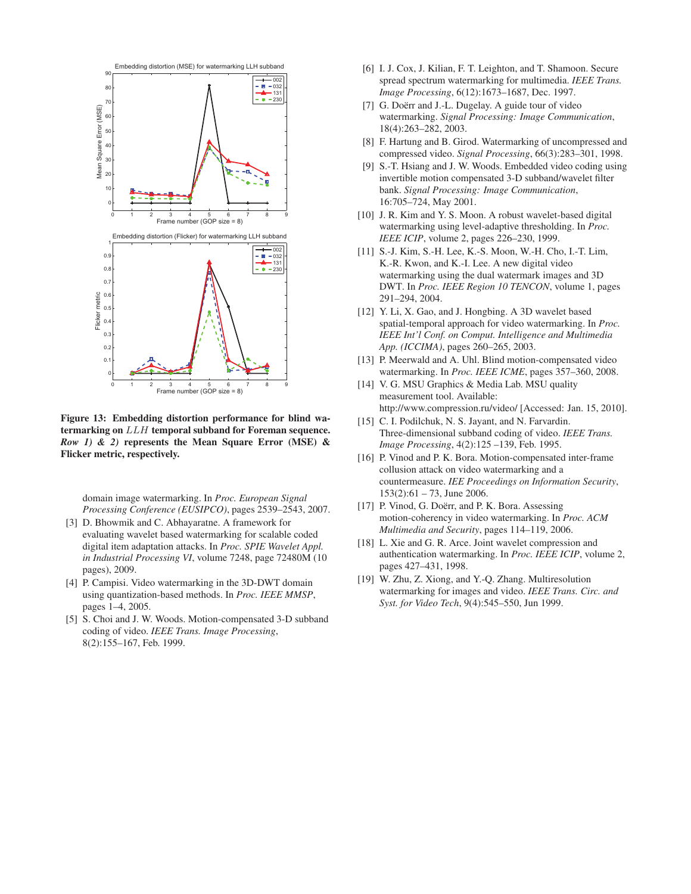Figure 13: Embedding distortion performance for blind watermarking on $LLH$ temporal subband for Foreman sequence. *Row 1) & 2)* represents the Mean Square Error (MSE) & Flicker metric, respectively.

domain image watermarking. In *Proc. European Signal Processing Conference (EUSIPCO)*, pages 2539–2543, 2007.

[3] D. Bhowmik and C. Abhayaratne. A framework for evaluating wavelet based watermarking for scalable coded digital item adaptation attacks. In *Proc. SPIE Wavelet Appl. in Industrial Processing VI*, volume 7248, page 72480M (10 pages), 2009.

[4] P. Campisi. Video watermarking in the 3D-DWT domain using quantization-based methods. In *Proc. IEEE MMSP*, pages 1–4, 2005.

[5] S. Choi and J. W. Woods. Motion-compensated 3-D subband coding of video. *IEEE Trans. Image Processing*, 8(2):155–167, Feb. 1999.

[6] I. J. Cox, J. Kilian, F. T. Leighton, and T. Shamoon. Secure spread spectrum watermarking for multimedia. *IEEE Trans. Image Processing*, 6(12):1673–1687, Dec. 1997.

[7] G. Doërr and J.-L. Dugelay. A guide tour of video watermarking. *Signal Processing: Image Communication*, 18(4):263–282, 2003.

[8] F. Hartung and B. Girod. Watermarking of uncompressed and compressed video. *Signal Processing*, 66(3):283–301, 1998.

[9] S.-T. Hsiang and J. W. Woods. Embedded video coding using invertible motion compensated 3-D subband/wavelet filter bank. *Signal Processing: Image Communication*, 16:705–724, May 2001.

[10] J. R. Kim and Y. S. Moon. A robust wavelet-based digital watermarking using level-adaptive thresholding. In *Proc. IEEE ICIP*, volume 2, pages 226–230, 1999.

[11] S.-J. Kim, S.-H. Lee, K.-S. Moon, W.-H. Cho, I.-T. Lim, K.-R. Kwon, and K.-I. Lee. A new digital video watermarking using the dual watermark images and 3D DWT. In *Proc. IEEE Region 10 TENCON*, volume 1, pages 291–294, 2004.

[12] Y. Li, X. Gao, and J. Hongbing. A 3D wavelet based spatial-temporal approach for video watermarking. In *Proc. IEEE Int'l Conf. on Comput. Intelligence and Multimedia App. (ICCIMA)*, pages 260–265, 2003.

[13] P. Meerwald and A. Uhl. Blind motion-compensated video watermarking. In *Proc. IEEE ICME*, pages 357–360, 2008.

[14] V. G. MSU Graphics & Media Lab. MSU quality measurement tool. Available: http://www.compression.ru/video/ [Accessed: Jan. 15, 2010].

[15] C. I. Podilchuk, N. S. Jayant, and N. Farvardin. Three-dimensional subband coding of video. *IEEE Trans. Image Processing*, 4(2):125 –139, Feb. 1995.

[16] P. Vinod and P. K. Bora. Motion-compensated inter-frame collusion attack on video watermarking and a countermeasure. *IEE Proceedings on Information Security*, 153(2):61 – 73, June 2006.

[17] P. Vinod, G. Doërr, and P. K. Bora. Assessing motion-coherency in video watermarking. In *Proc. ACM Multimedia and Security*, pages 114–119, 2006.

[18] L. Xie and G. R. Arce. Joint wavelet compression and authentication watermarking. In *Proc. IEEE ICIP*, volume 2, pages 427–431, 1998.

[19] W. Zhu, Z. Xiong, and Y.-Q. Zhang. Multiresolution watermarking for images and video. *IEEE Trans. Circ. and Syst. for Video Tech*, 9(4):545–550, Jun 1999.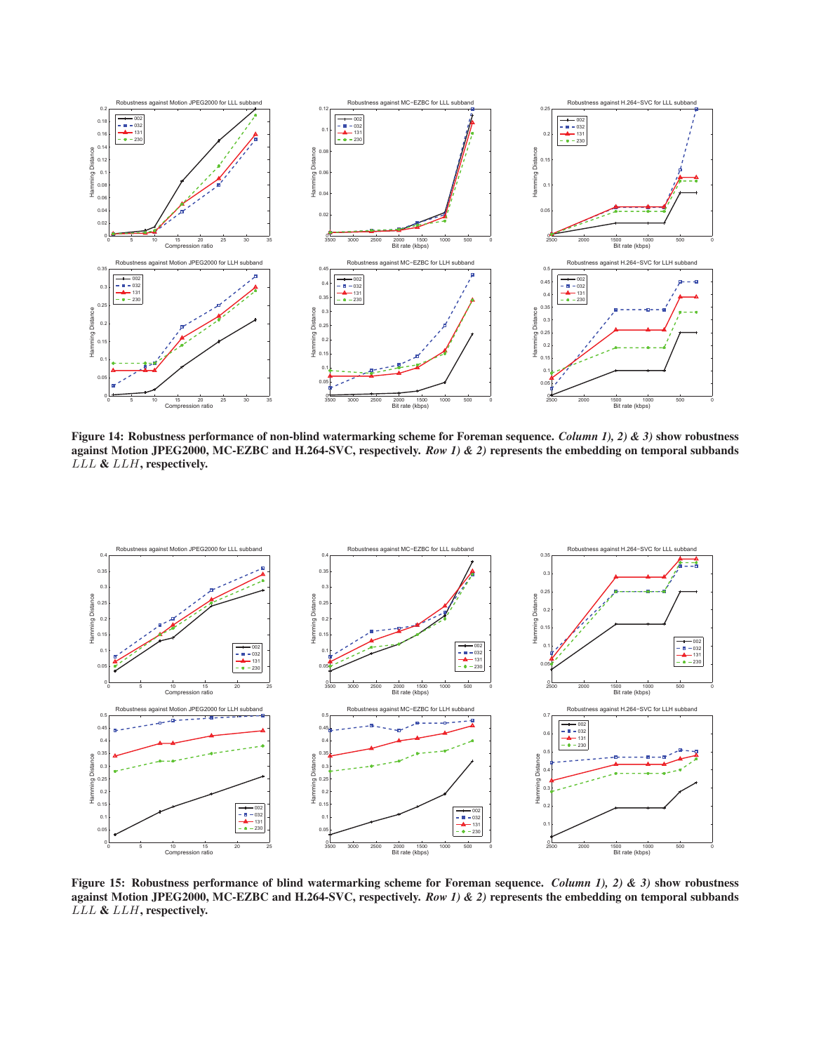Robustness against Motion JPEG2000 for LLL subband

Hamming Distance

Compression ratio

002
032
131
230

Robustness against MC-EZBC for LLL subband

Bit rate (kbps)

Robustness against H.264-SVC for LLL subband

Robustness against Motion JPEG2000 for LLH subband

Robustness against MC-EZBC for LLH subband

Robustness against H.264-SVC for LLH subband

**Figure 14: Robustness performance of non-blind watermarking scheme for Foreman sequence.** ***Column 1), 2) & 3)*** **show robustness against Motion JPEG2000, MC-EZBC and H.264-SVC, respectively.** ***Row 1) & 2)*** **represents the embedding on temporal subbands** $LLL$ **&** $LLH$**, respectively.**

Robustness against Motion JPEG2000 for LLL subband

Hamming Distance

Compression ratio

002
032
131
230

Robustness against MC-EZBC for LLL subband

Bit rate (kbps)

Robustness against H.264-SVC for LLL subband

Robustness against Motion JPEG2000 for LLH subband

Robustness against MC-EZBC for LLH subband

Robustness against H.264-SVC for LLH subband

**Figure 15: Robustness performance of blind watermarking scheme for Foreman sequence.** ***Column 1), 2) & 3)*** **show robustness against Motion JPEG2000, MC-EZBC and H.264-SVC, respectively.** ***Row 1) & 2)*** **represents the embedding on temporal subbands** $LLL$ **&** $LLH$**, respectively.**